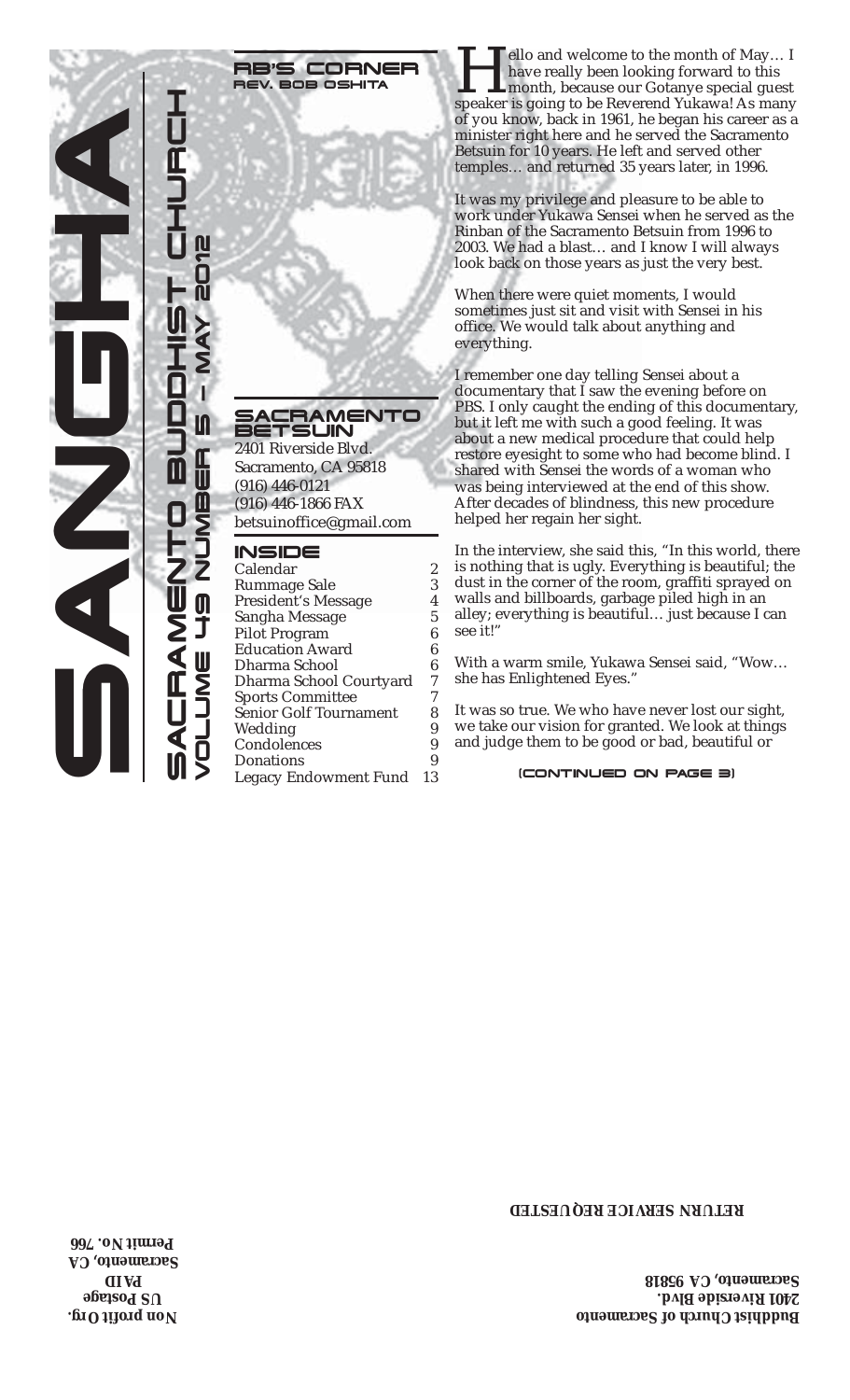# SANGHA

## SACRAMENTO BUDDHIST CHURCH
### VOLUME 49 NUMBER 5 – MAY 2012

## RB'S CORNER
### REV. BOB OSHITA

Hello and welcome to the month of May… I have really been looking forward to this month, because our Gotanye special guest speaker is going to be Reverend Yukawa! As many of you know, back in 1961, he began his career as a minister right here and he served the Sacramento Betsuin for 10 years. He left and served other temples… and returned 35 years later, in 1996.

It was my privilege and pleasure to be able to work under Yukawa Sensei when he served as the Rinban of the Sacramento Betsuin from 1996 to 2003. We had a blast… and I know I will always look back on those years as just the very best.

When there were quiet moments, I would sometimes just sit and visit with Sensei in his office. We would talk about anything and everything.

I remember one day telling Sensei about a documentary that I saw the evening before on PBS. I only caught the ending of this documentary, but it left me with such a good feeling. It was about a new medical procedure that could help restore eyesight to some who had become blind. I shared with Sensei the words of a woman who was being interviewed at the end of this show. After decades of blindness, this new procedure helped her regain her sight.

In the interview, she said this, "In this world, there is nothing that is ugly. Everything is beautiful; the dust in the corner of the room, graffiti sprayed on walls and billboards, garbage piled high in an alley; everything is beautiful… just because I can see it!"

With a warm smile, Yukawa Sensei said, "Wow… she has Enlightened Eyes."

It was so true. We who have never lost our sight, we take our vision for granted. We look at things and judge them to be good or bad, beautiful or

(CONTINUED ON PAGE 3)

## SACRAMENTO BETSUIN

2401 Riverside Blvd.
Sacramento, CA 95818
(916) 446-0121
(916) 446-1866 FAX
betsuinoffice@gmail.com

## INSIDE

| | |
|---|---|
| Calendar | 2 |
| Rummage Sale | 3 |
| President's Message | 4 |
| Sangha Message | 5 |
| Pilot Program | 6 |
| Education Award | 6 |
| Dharma School | 6 |
| Dharma School Courtyard | 7 |
| Sports Committee | 7 |
| Senior Golf Tournament | 8 |
| Wedding | 9 |
| Condolences | 9 |
| Donations | 9 |
| Legacy Endowment Fund | 13 |

**RETURN SERVICE REQUESTED**

**Buddhist Church of Sacramento**
**2401 Riverside Blvd.**
**Sacramento, CA 95818**

**Non profit Org.**
**US Postage**
**PAID**
**Sacramento, CA**
**Permit No. 766**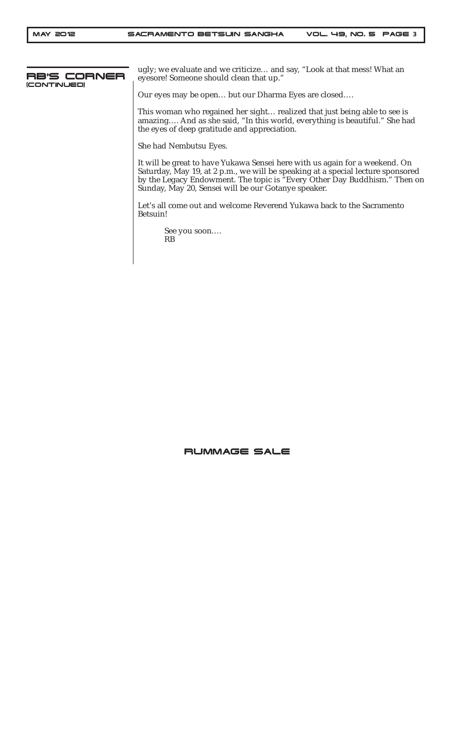## RB's Corner (continued)

ugly; we evaluate and we criticize… and say, "Look at that mess! What an eyesore! Someone should clean that up."

Our eyes may be open… but our Dharma Eyes are closed….

This woman who regained her sight… realized that just being able to see is amazing…. And as she said, "In this world, everything is beautiful." She had the eyes of deep gratitude and appreciation.

She had Nembutsu Eyes.

It will be great to have Yukawa Sensei here with us again for a weekend. On Saturday, May 19, at 2 p.m., we will be speaking at a special lecture sponsored by the Legacy Endowment. The topic is "Every Other Day Buddhism." Then on Sunday, May 20, Sensei will be our Gotanye speaker.

Let's all come out and welcome Reverend Yukawa back to the Sacramento Betsuin!

See you soon….
RB

## Rummage Sale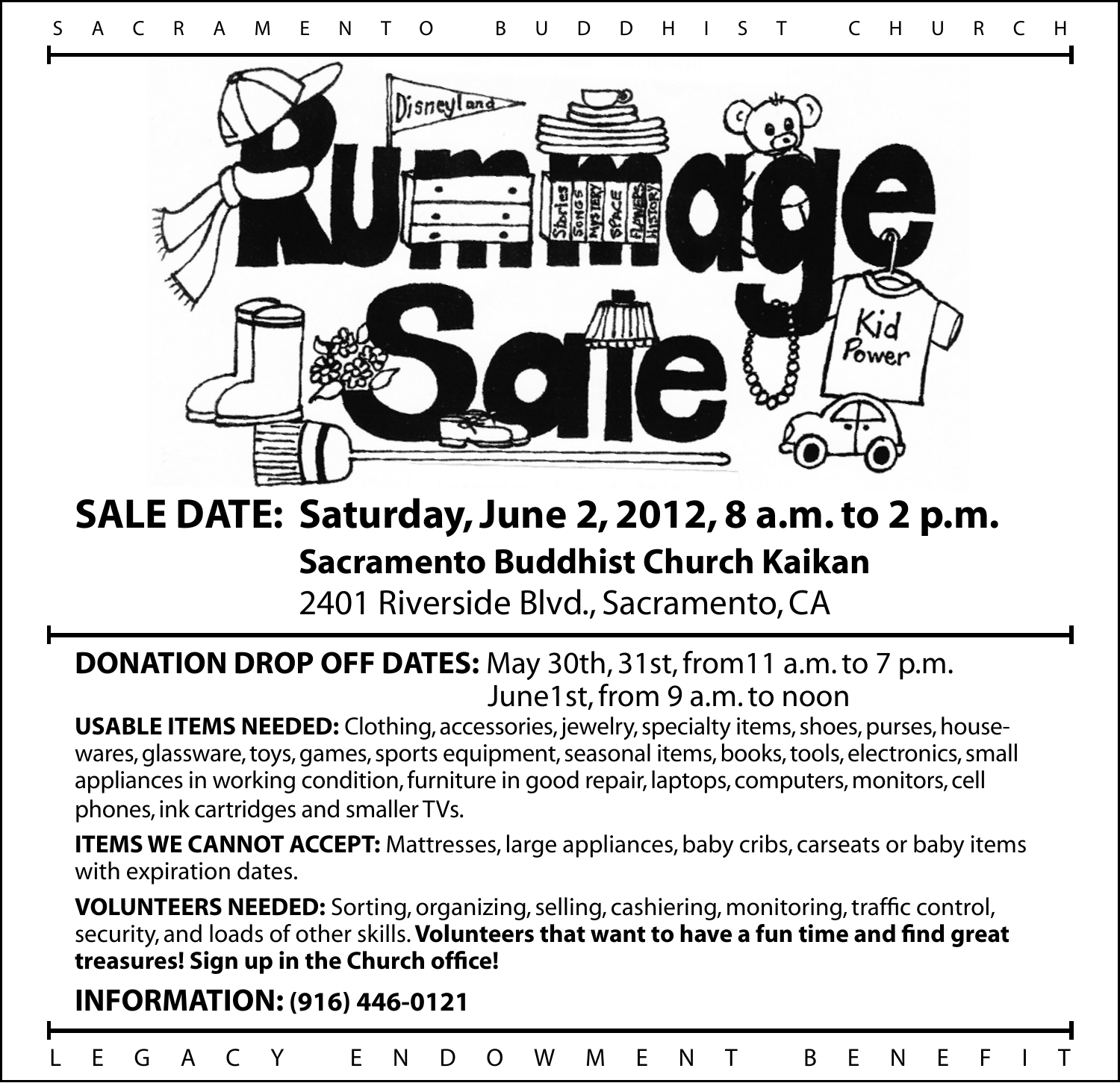SACRAMENTO BUDDHIST CHURCH

# Rummage Sale

## SALE DATE: Saturday, June 2, 2012, 8 a.m. to 2 p.m.

**Sacramento Buddhist Church Kaikan**
2401 Riverside Blvd., Sacramento, CA

**DONATION DROP OFF DATES:** May 30th, 31st, from11 a.m. to 7 p.m.
June1st, from 9 a.m. to noon

**USABLE ITEMS NEEDED:** Clothing, accessories, jewelry, specialty items, shoes, purses, housewares, glassware, toys, games, sports equipment, seasonal items, books, tools, electronics, small appliances in working condition, furniture in good repair, laptops, computers, monitors, cell phones, ink cartridges and smaller TVs.

**ITEMS WE CANNOT ACCEPT:** Mattresses, large appliances, baby cribs, carseats or baby items with expiration dates.

**VOLUNTEERS NEEDED:** Sorting, organizing, selling, cashiering, monitoring, traffic control, security, and loads of other skills. **Volunteers that want to have a fun time and find great treasures! Sign up in the Church office!**

**INFORMATION: (916) 446-0121**

LEGACY ENDOWMENT BENEFIT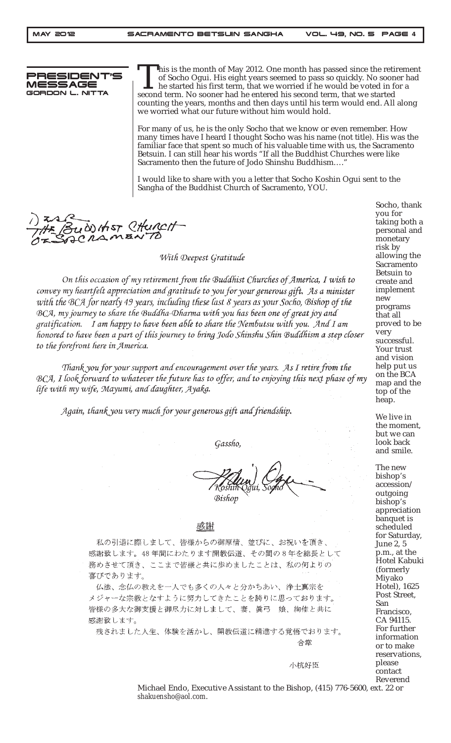## PRESIDENT'S MESSAGE
GORDON L. NITTA

This is the month of May 2012. One month has passed since the retirement of Socho Ogui. His eight years seemed to pass so quickly. No sooner had he started his first term, that we worried if he would be voted in for a second term. No sooner had he entered his second term, that we started counting the years, months and then days until his term would end. All along we worried what our future without him would hold.

For many of us, he is the only Socho that we know or even remember. How many times have I heard I thought Socho was his name (not title). His was the familiar face that spent so much of his valuable time with us, the Sacramento Betsuin. I can still hear his words "If all the Buddhist Churches were like Sacramento then the future of Jodo Shinshu Buddhism...."

I would like to share with you a letter that Socho Koshin Ogui sent to the Sangha of the Buddhist Church of Sacramento, YOU.

Dear The Buddhist Church of Sacramento

*With Deepest Gratitude*

*On this occasion of my retirement from the Buddhist Churches of America, I wish to convey my heartfelt appreciation and gratitude to you for your generous gift. As a minister with the BCA for nearly 49 years, including these last 8 years as your Socho, Bishop of the BCA, my journey to share the Buddha-Dharma with you has been one of great joy and gratification. I am happy to have been able to share the Nembutsu with you. And I am honored to have been a part of this journey to bring Jodo Shinshu Shin Buddhism a step closer to the forefront here in America.*

*Thank you for your support and encouragement over the years. As I retire from the BCA, I look forward to whatever the future has to offer, and to enjoying this next phase of my life with my wife, Mayumi, and daughter, Ayaka.*

*Again, thank you very much for your generous gift and friendship.*

*Gassho,*

*Koshin Ogui, Socho*
*Bishop*

感謝

私の引退に際しまして、皆様からの御厚情、並びに、お祝いを頂き、感謝致します。48年間にわたります開教伝道、その間の8年を総長として務めさせて頂き、ここまで皆様と共に歩めましたことは、私の何よりの喜びであります。

仏法、念仏の教えを一人でも多くの人々と分かちあい、浄土真宗をメジャーな宗教となすように努力してきたことを誇りに思っております。皆様の多大な御支援と御尽力に対しまして、妻、眞弓 娘、絢佳と共に感謝致します。

残されました人生、体験を活かし、開教伝道に精進する覚悟であります。

合掌

小杭好臣

Socho, thank you for taking both a personal and monetary risk by allowing the Sacramento Betsuin to create and implement new programs that all proved to be very successful. Your trust and vision help put us on the BCA map and the top of the heap.

We live in the moment, but we can look back and smile.

The new bishop's accession/outgoing bishop's appreciation banquet is scheduled for Saturday, June 2, 5 p.m., at the Hotel Kabuki (formerly Miyako Hotel), 1625 Post Street, San Francisco, CA 94115. For further information or to make reservations, please contact Reverend Michael Endo, Executive Assistant to the Bishop, (415) 776-5600, ext. 22 or *shakuensho@aol.com*.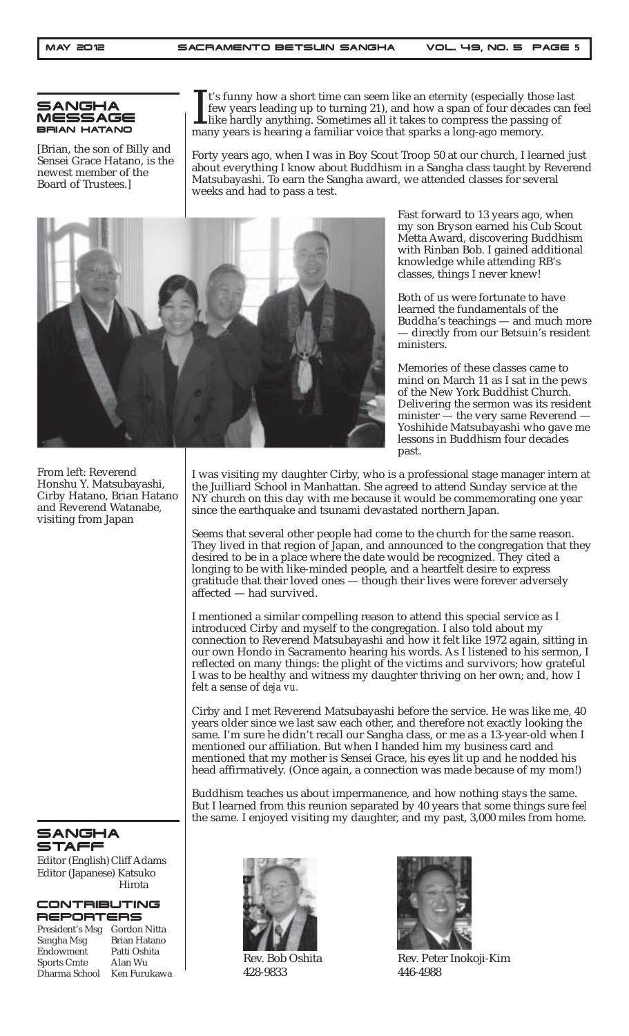## Sangha Message
### Brian Hatano

[Brian, the son of Billy and Sensei Grace Hatano, is the newest member of the Board of Trustees.]

It's funny how a short time can seem like an eternity (especially those last few years leading up to turning 21), and how a span of four decades can feel like hardly anything. Sometimes all it takes to compress the passing of many years is hearing a familiar voice that sparks a long-ago memory.

Forty years ago, when I was in Boy Scout Troop 50 at our church, I learned just about everything I know about Buddhism in a Sangha class taught by Reverend Matsubayashi. To earn the Sangha award, we attended classes for several weeks and had to pass a test.

Fast forward to 13 years ago, when my son Bryson earned his Cub Scout Metta Award, discovering Buddhism with Rinban Bob. I gained additional knowledge while attending RB's classes, things I never knew!

Both of us were fortunate to have learned the fundamentals of the Buddha's teachings — and much more — directly from our Betsuin's resident ministers.

Memories of these classes came to mind on March 11 as I sat in the pews of the New York Buddhist Church. Delivering the sermon was its resident minister — the very same Reverend — Yoshihide Matsubayashi who gave me lessons in Buddhism four decades past.

From left: Reverend Honshu Y. Matsubayashi, Cirby Hatano, Brian Hatano and Reverend Watanabe, visiting from Japan

I was visiting my daughter Cirby, who is a professional stage manager intern at the Juilliard School in Manhattan. She agreed to attend Sunday service at the NY church on this day with me because it would be commemorating one year since the earthquake and tsunami devastated northern Japan.

Seems that several other people had come to the church for the same reason. They lived in that region of Japan, and announced to the congregation that they desired to be in a place where the date would be recognized. They cited a longing to be with like-minded people, and a heartfelt desire to express gratitude that their loved ones — though their lives were forever adversely affected — had survived.

I mentioned a similar compelling reason to attend this special service as I introduced Cirby and myself to the congregation. I also told about my connection to Reverend Matsubayashi and how it felt like 1972 again, sitting in our own Hondo in Sacramento hearing his words. As I listened to his sermon, I reflected on many things: the plight of the victims and survivors; how grateful I was to be healthy and witness my daughter thriving on her own; and, how I felt a sense of *deja vu.*

Cirby and I met Reverend Matsubayashi before the service. He was like me, 40 years older since we last saw each other, and therefore not exactly looking the same. I'm sure he didn't recall our Sangha class, or me as a 13-year-old when I mentioned our affiliation. But when I handed him my business card and mentioned that my mother is Sensei Grace, his eyes lit up and he nodded his head affirmatively. (Once again, a connection was made because of my mom!)

Buddhism teaches us about impermanence, and how nothing stays the same. But I learned from this reunion separated by 40 years that some things sure *feel* the same. I enjoyed visiting my daughter, and my past, 3,000 miles from home.

## Sangha Staff

Editor (English) Cliff Adams
Editor (Japanese) Katsuko Hirota

### Contributing Reporters

| | |
|---|---|
| President's Msg | Gordon Nitta |
| Sangha Msg | Brian Hatano |
| Endowment | Patti Oshita |
| Sports Cmte | Alan Wu |
| Dharma School | Ken Furukawa |

Rev. Bob Oshita
428-9833

Rev. Peter Inokoji-Kim
446-4988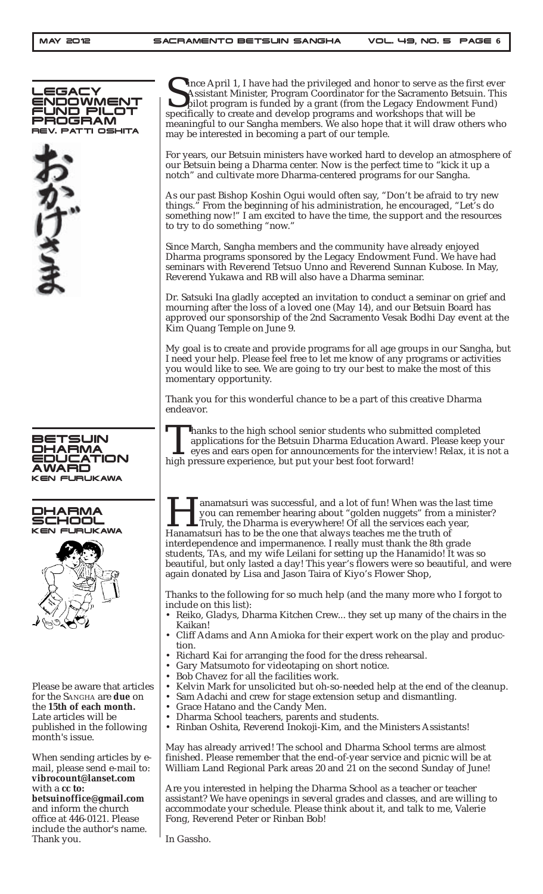## LEGACY ENDOWMENT FUND PILOT PROGRAM

**REV. PATTI OSHITA**

おかげさま

Since April 1, I have had the privileged and honor to serve as the first ever Assistant Minister, Program Coordinator for the Sacramento Betsuin. This pilot program is funded by a grant (from the Legacy Endowment Fund) specifically to create and develop programs and workshops that will be meaningful to our Sangha members. We also hope that it will draw others who may be interested in becoming a part of our temple.

For years, our Betsuin ministers have worked hard to develop an atmosphere of our Betsuin being a Dharma center. Now is the perfect time to "kick it up a notch" and cultivate more Dharma-centered programs for our Sangha.

As our past Bishop Koshin Ogui would often say, "Don't be afraid to try new things." From the beginning of his administration, he encouraged, "Let's do something now!" I am excited to have the time, the support and the resources to try to do something "now."

Since March, Sangha members and the community have already enjoyed Dharma programs sponsored by the Legacy Endowment Fund. We have had seminars with Reverend Tetsuo Unno and Reverend Sunnan Kubose. In May, Reverend Yukawa and RB will also have a Dharma seminar.

Dr. Satsuki Ina gladly accepted an invitation to conduct a seminar on grief and mourning after the loss of a loved one (May 14), and our Betsuin Board has approved our sponsorship of the 2nd Sacramento Vesak Bodhi Day event at the Kim Quang Temple on June 9.

My goal is to create and provide programs for all age groups in our Sangha, but I need your help. Please feel free to let me know of any programs or activities you would like to see. We are going to try our best to make the most of this momentary opportunity.

Thank you for this wonderful chance to be a part of this creative Dharma endeavor.

## BETSUIN DHARMA EDUCATION AWARD

**KEN FURUKAWA**

Thanks to the high school senior students who submitted completed applications for the Betsuin Dharma Education Award. Please keep your eyes and ears open for announcements for the interview! Relax, it is not a high pressure experience, but put your best foot forward!

## DHARMA SCHOOL

**KEN FURUKAWA**

Hanamatsuri was successful, and a lot of fun! When was the last time you can remember hearing about "golden nuggets" from a minister? Truly, the Dharma is everywhere! Of all the services each year, Hanamatsuri has to be the one that always teaches me the truth of interdependence and impermanence. I really must thank the 8th grade students, TAs, and my wife Leilani for setting up the Hanamido! It was so beautiful, but only lasted a day! This year's flowers were so beautiful, and were again donated by Lisa and Jason Taira of Kiyo's Flower Shop,

Thanks to the following for so much help (and the many more who I forgot to include on this list):

- Reiko, Gladys, Dharma Kitchen Crew... they set up many of the chairs in the Kaikan!
- Cliff Adams and Ann Amioka for their expert work on the play and production.
- Richard Kai for arranging the food for the dress rehearsal.
- Gary Matsumoto for videotaping on short notice.
- Bob Chavez for all the facilities work.
- Kelvin Mark for unsolicited but oh-so-needed help at the end of the cleanup.
- Sam Adachi and crew for stage extension setup and dismantling.
- Grace Hatano and the Candy Men.
- Dharma School teachers, parents and students.
- Rinban Oshita, Reverend Inokoji-Kim, and the Ministers Assistants!

May has already arrived! The school and Dharma School terms are almost finished. Please remember that the end-of-year service and picnic will be at William Land Regional Park areas 20 and 21 on the second Sunday of June!

Are you interested in helping the Dharma School as a teacher or teacher assistant? We have openings in several grades and classes, and are willing to accommodate your schedule. Please think about it, and talk to me, Valerie Fong, Reverend Peter or Rinban Bob!

In Gassho.

---

Please be aware that articles for the SANGHA are **due** on the **15th of each month.** Late articles will be published in the following month's issue.

When sending articles by e-mail, please send e-mail to: **vibrocount@lanset.com** with a **cc to: betsuinoffice@gmail.com** and inform the church office at 446-0121. Please include the author's name. Thank you.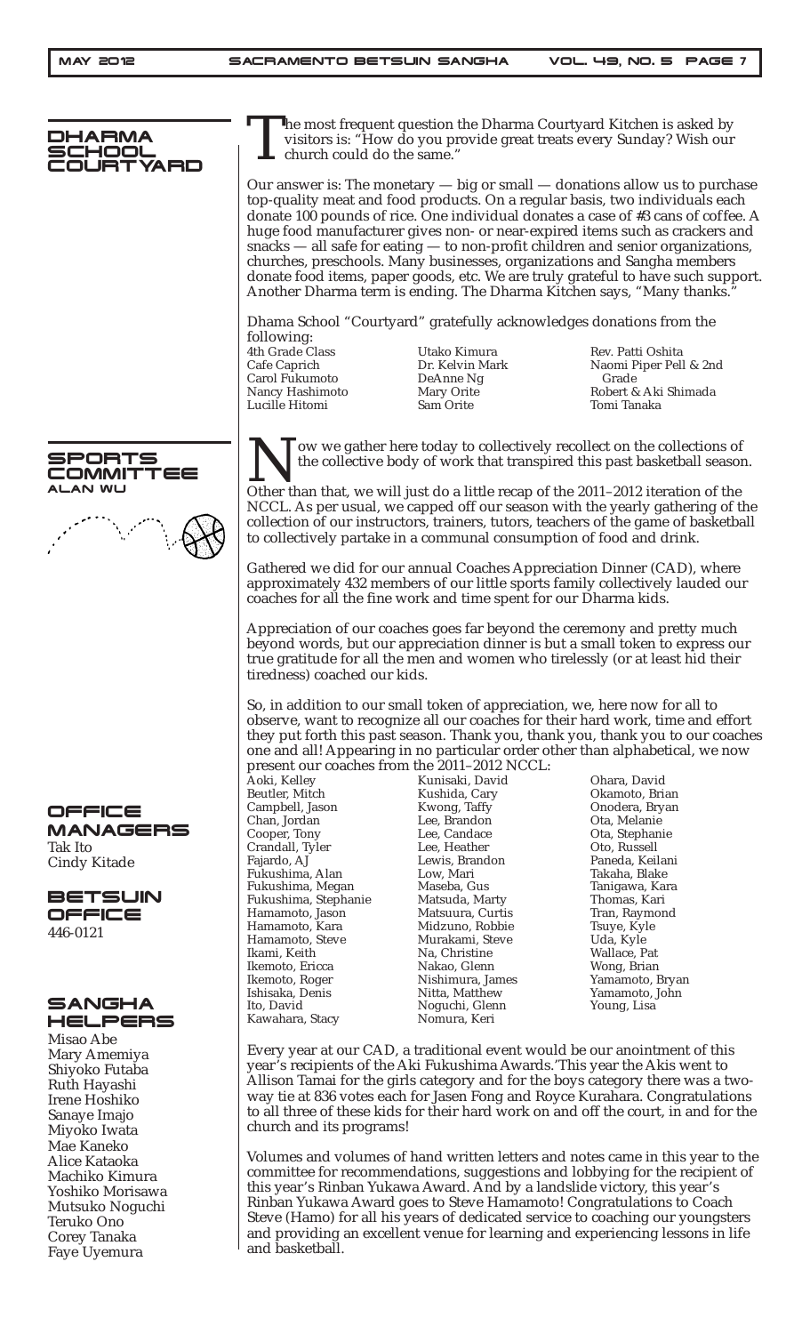## Dharma School Courtyard

The most frequent question the Dharma Courtyard Kitchen is asked by visitors is: "How do you provide great treats every Sunday? Wish our church could do the same."

Our answer is: The monetary — big or small — donations allow us to purchase top-quality meat and food products. On a regular basis, two individuals each donate 100 pounds of rice. One individual donates a case of #3 cans of coffee. A huge food manufacturer gives non- or near-expired items such as crackers and snacks — all safe for eating — to non-profit children and senior organizations, churches, preschools. Many businesses, organizations and Sangha members donate food items, paper goods, etc. We are truly grateful to have such support. Another Dharma term is ending. The Dharma Kitchen says, "Many thanks."

Dhama School "Courtyard" gratefully acknowledges donations from the following:

4th Grade Class
Cafe Caprich
Carol Fukumoto
Nancy Hashimoto
Lucille Hitomi
Utako Kimura
Dr. Kelvin Mark
DeAnne Ng
Mary Orite
Sam Orite
Rev. Patti Oshita
Naomi Piper Pell & 2nd Grade
Robert & Aki Shimada
Tomi Tanaka

## Sports Committee

### Alan Wu

Now we gather here today to collectively recollect on the collections of the collective body of work that transpired this past basketball season.

Other than that, we will just do a little recap of the 2011–2012 iteration of the NCCL. As per usual, we capped off our season with the yearly gathering of the collection of our instructors, trainers, tutors, teachers of the game of basketball to collectively partake in a communal consumption of food and drink.

Gathered we did for our annual Coaches Appreciation Dinner (CAD), where approximately 432 members of our little sports family collectively lauded our coaches for all the fine work and time spent for our Dharma kids.

Appreciation of our coaches goes far beyond the ceremony and pretty much beyond words, but our appreciation dinner is but a small token to express our true gratitude for all the men and women who tirelessly (or at least hid their tiredness) coached our kids.

So, in addition to our small token of appreciation, we, here now for all to observe, want to recognize all our coaches for their hard work, time and effort they put forth this past season. Thank you, thank you, thank you to our coaches one and all! Appearing in no particular order other than alphabetical, we now present our coaches from the 2011–2012 NCCL:

Aoki, Kelley
Beutler, Mitch
Campbell, Jason
Chan, Jordan
Cooper, Tony
Crandall, Tyler
Fajardo, AJ
Fukushima, Alan
Fukushima, Megan
Fukushima, Stephanie
Hamamoto, Jason
Hamamoto, Kara
Hamamoto, Steve
Ikami, Keith
Ikemoto, Ericca
Ikemoto, Roger
Ishisaka, Denis
Ito, David
Kawahara, Stacy
Kunisaki, David
Kushida, Cary
Kwong, Taffy
Lee, Brandon
Lee, Candace
Lee, Heather
Lewis, Brandon
Low, Mari
Maseba, Gus
Matsuda, Marty
Matsuura, Curtis
Midzuno, Robbie
Murakami, Steve
Na, Christine
Nakao, Glenn
Nishimura, James
Nitta, Matthew
Noguchi, Glenn
Nomura, Keri
Ohara, David
Okamoto, Brian
Onodera, Bryan
Ota, Melanie
Ota, Stephanie
Oto, Russell
Paneda, Keilani
Takaha, Blake
Tanigawa, Kara
Thomas, Kari
Tran, Raymond
Tsuye, Kyle
Uda, Kyle
Wallace, Pat
Wong, Brian
Yamamoto, Bryan
Yamamoto, John
Young, Lisa

Every year at our CAD, a traditional event would be our anointment of this year's recipients of the Aki Fukushima Awards.'This year the Akis went to Allison Tamai for the girls category and for the boys category there was a two-way tie at 836 votes each for Jasen Fong and Royce Kurahara. Congratulations to all three of these kids for their hard work on and off the court, in and for the church and its programs!

Volumes and volumes of hand written letters and notes came in this year to the committee for recommendations, suggestions and lobbying for the recipient of this year's Rinban Yukawa Award. And by a landslide victory, this year's Rinban Yukawa Award goes to Steve Hamamoto! Congratulations to Coach Steve (Hamo) for all his years of dedicated service to coaching our youngsters and providing an excellent venue for learning and experiencing lessons in life and basketball.

## Office Managers

Tak Ito
Cindy Kitade

## Betsuin Office

446-0121

## Sangha Helpers

Misao Abe
Mary Amemiya
Shiyoko Futaba
Ruth Hayashi
Irene Hoshiko
Sanaye Imajo
Miyoko Iwata
Mae Kaneko
Alice Kataoka
Machiko Kimura
Yoshiko Morisawa
Mutsuko Noguchi
Teruko Ono
Corey Tanaka
Faye Uyemura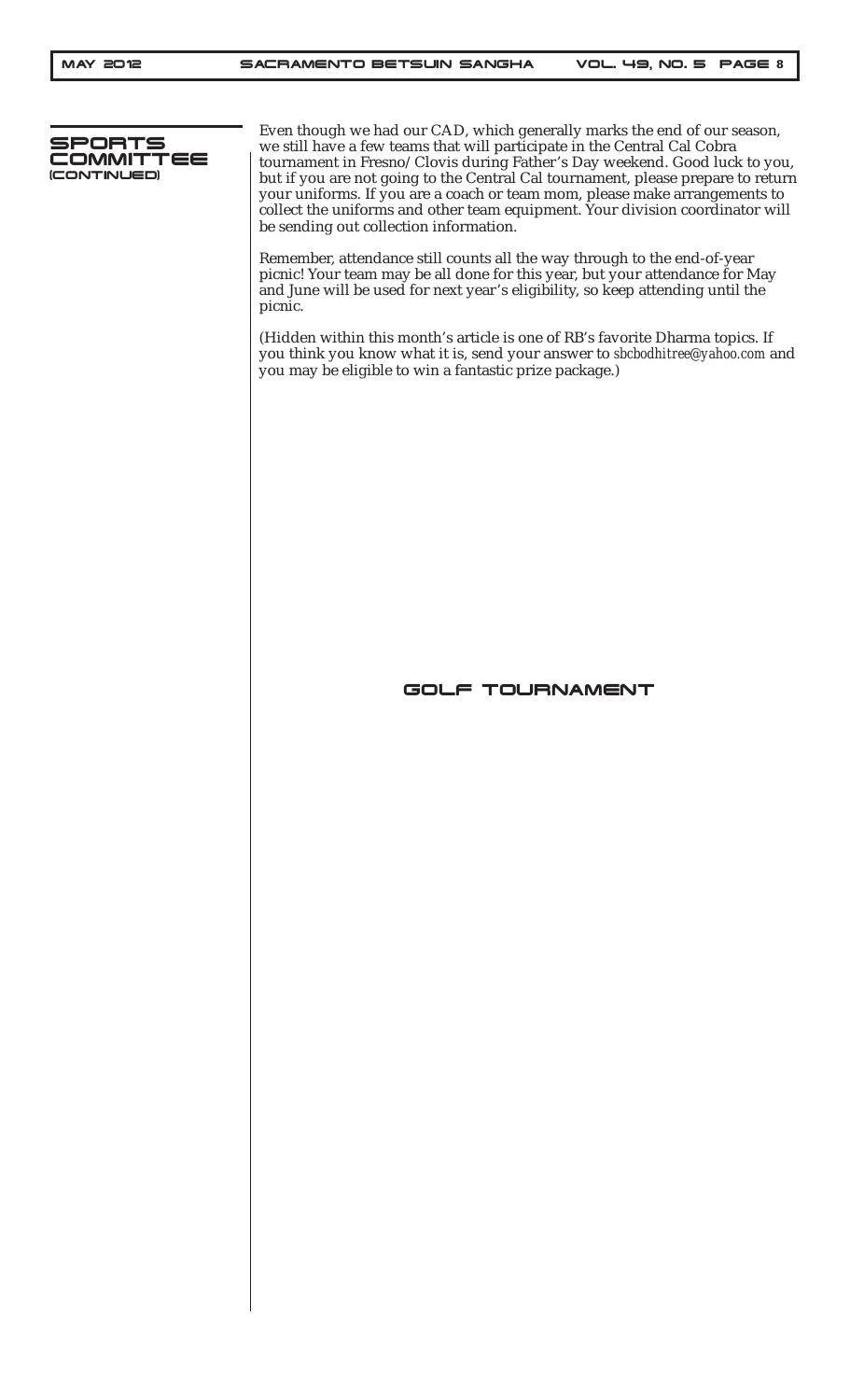## SPORTS COMMITTEE (CONTINUED)

Even though we had our CAD, which generally marks the end of our season, we still have a few teams that will participate in the Central Cal Cobra tournament in Fresno/Clovis during Father's Day weekend. Good luck to you, but if you are not going to the Central Cal tournament, please prepare to return your uniforms. If you are a coach or team mom, please make arrangements to collect the uniforms and other team equipment. Your division coordinator will be sending out collection information.

Remember, attendance still counts all the way through to the end-of-year picnic! Your team may be all done for this year, but your attendance for May and June will be used for next year's eligibility, so keep attending until the picnic.

(Hidden within this month's article is one of RB's favorite Dharma topics. If you think you know what it is, send your answer to *sbcbodhitree@yahoo.com* and you may be eligible to win a fantastic prize package.)

## GOLF TOURNAMENT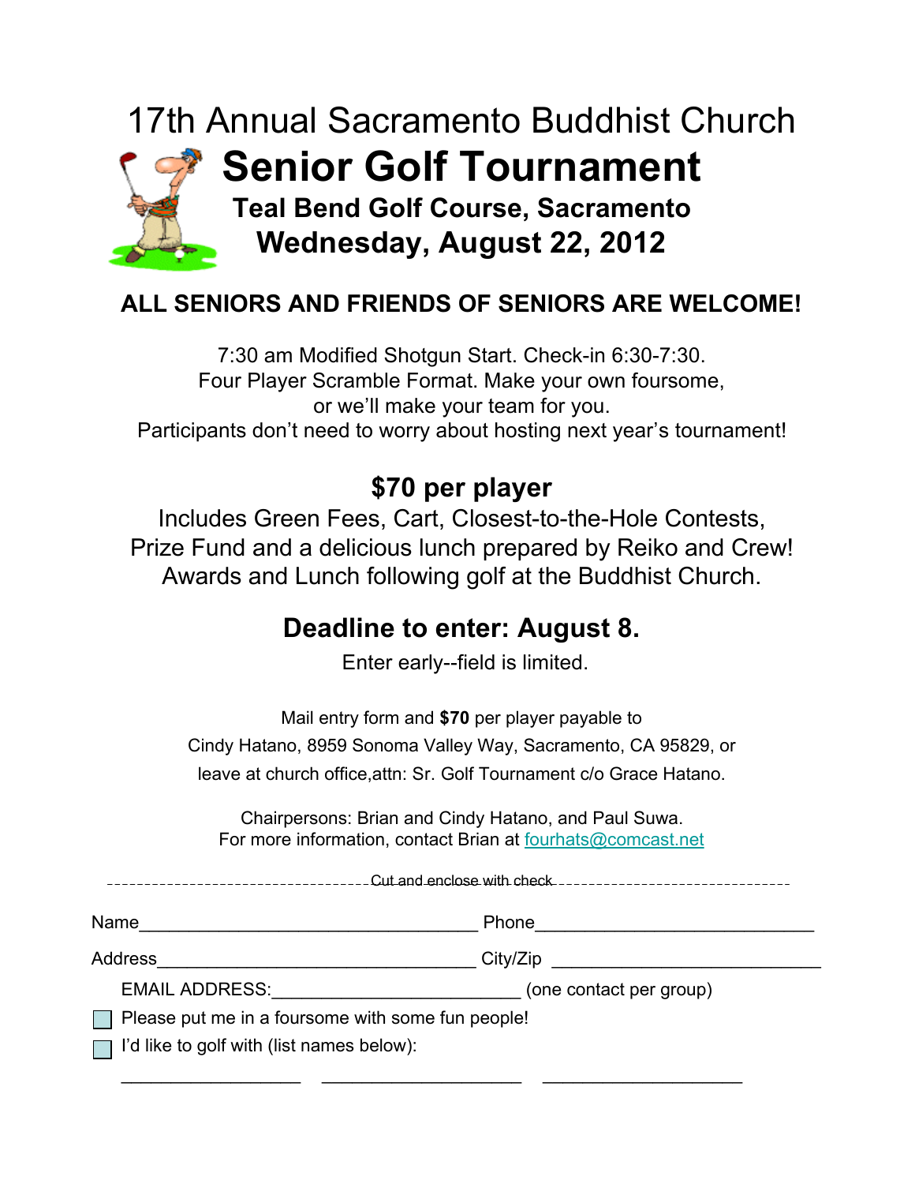# 17th Annual Sacramento Buddhist Church

# Senior Golf Tournament

### Teal Bend Golf Course, Sacramento

## Wednesday, August 22, 2012

**ALL SENIORS AND FRIENDS OF SENIORS ARE WELCOME!**

7:30 am Modified Shotgun Start. Check-in 6:30-7:30.
Four Player Scramble Format. Make your own foursome,
or we'll make your team for you.
Participants don't need to worry about hosting next year's tournament!

## $70 per player

Includes Green Fees, Cart, Closest-to-the-Hole Contests,
Prize Fund and a delicious lunch prepared by Reiko and Crew!
Awards and Lunch following golf at the Buddhist Church.

## Deadline to enter: August 8.

Enter early--field is limited.

Mail entry form and **$70** per player payable to
Cindy Hatano, 8959 Sonoma Valley Way, Sacramento, CA 95829, or
leave at church office,attn: Sr. Golf Tournament c/o Grace Hatano.

Chairpersons: Brian and Cindy Hatano, and Paul Suwa.
For more information, contact Brian at fourhats@comcast.net

--------------------------------- Cut and enclose with check ---------------------------------

Name__________________________________ Phone____________________________

Address________________________________ City/Zip ____________________________

EMAIL ADDRESS:_________________________ (one contact per group)

☐ Please put me in a foursome with some fun people!

☐ I'd like to golf with (list names below):

__________________ ____________________ ____________________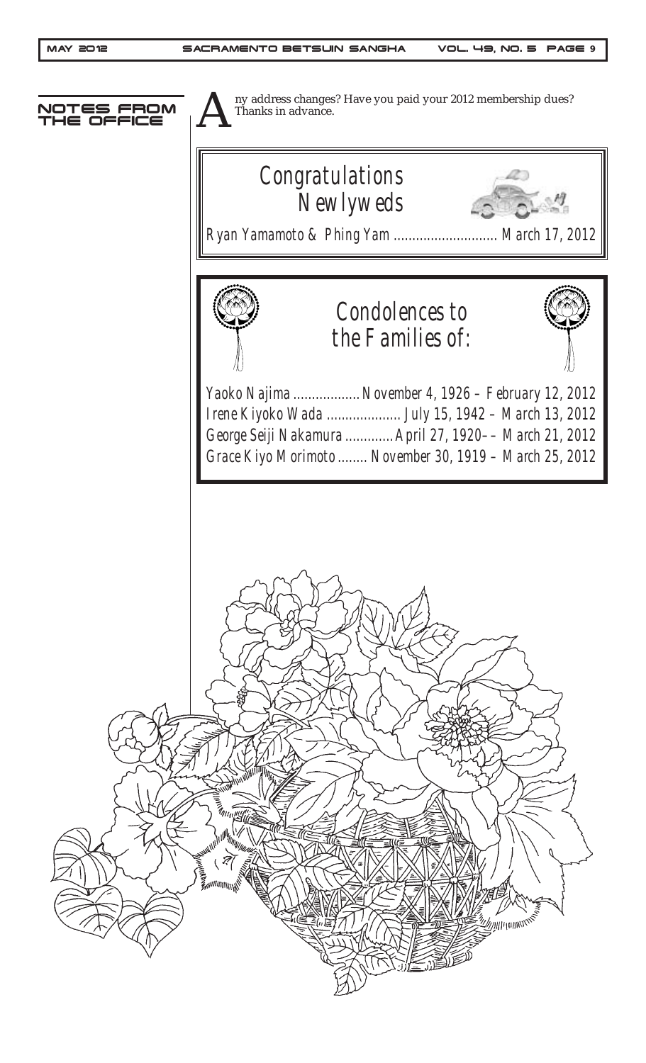## NOTES FROM THE OFFICE

Any address changes? Have you paid your 2012 membership dues? Thanks in advance.

### Congratulations Newlyweds

Ryan Yamamoto & Phing Yam ............................ March 17, 2012

### Condolences to the Families of:

Yaoko Najima .................. November 4, 1926 – February 12, 2012
Irene Kiyoko Wada .................... July 15, 1942 – March 13, 2012
George Seiji Nakamura ............. April 27, 1920–– March 21, 2012
Grace Kiyo Morimoto ........ November 30, 1919 – March 25, 2012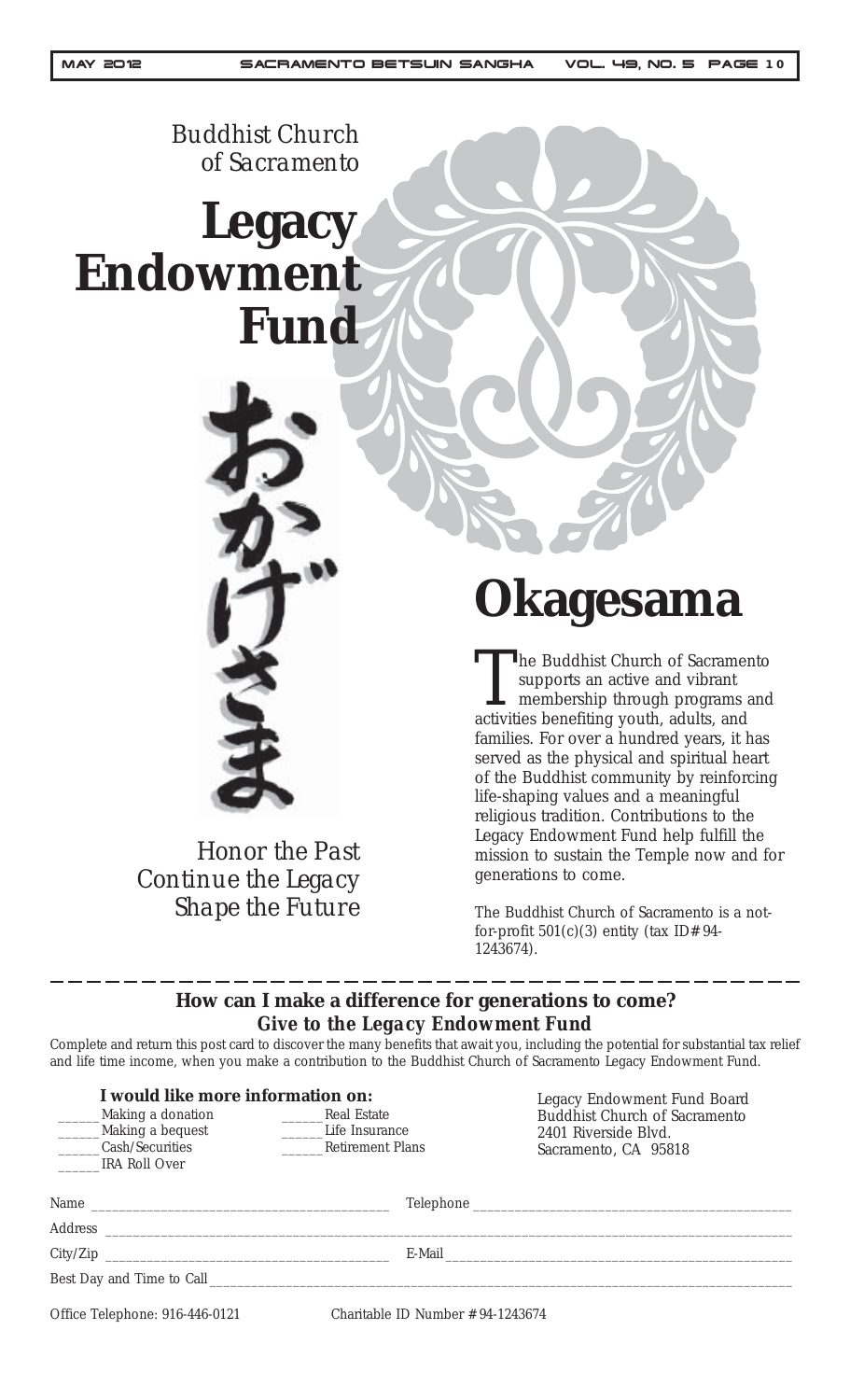*Buddhist Church of Sacramento*

# Legacy Endowment Fund

おかげさま

*Honor the Past*
*Continue the Legacy*
*Shape the Future*

# Okagesama

The Buddhist Church of Sacramento supports an active and vibrant membership through programs and activities benefiting youth, adults, and families. For over a hundred years, it has served as the physical and spiritual heart of the Buddhist community by reinforcing life-shaping values and a meaningful religious tradition. Contributions to the Legacy Endowment Fund help fulfill the mission to sustain the Temple now and for generations to come.

The Buddhist Church of Sacramento is a not-for-profit 501(c)(3) entity (tax ID# 94-1243674).

---

**How can I make a difference for generations to come?**
***Give to the Legacy Endowment Fund***

Complete and return this post card to discover the many benefits that await you, including the potential for substantial tax relief and life time income, when you make a contribution to the Buddhist Church of Sacramento Legacy Endowment Fund.

**I would like more information on:**

______Making a donation
______Making a bequest
______Cash/Securities
______IRA Roll Over
______Real Estate
______Life Insurance
______Retirement Plans

Legacy Endowment Fund Board
Buddhist Church of Sacramento
2401 Riverside Blvd.
Sacramento, CA 95818

Name ______________________ Telephone ______________________

Address ______________________________________________

City/Zip ______________________ E-Mail ______________________

Best Day and Time to Call ______________________________________

Office Telephone: 916-446-0121 Charitable ID Number # 94-1243674